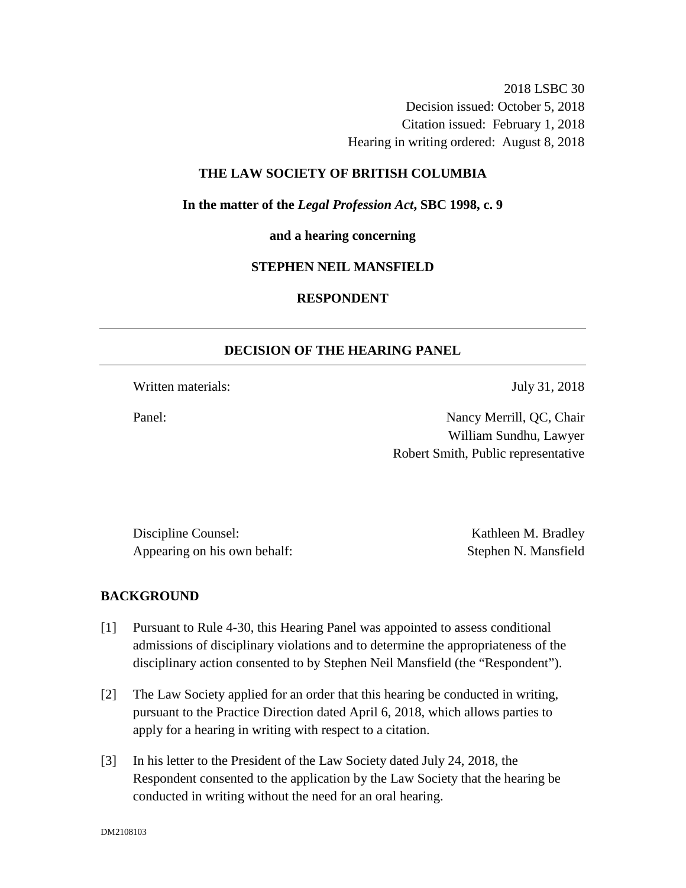2018 LSBC 30
Decision issued: October 5, 2018
Citation issued: February 1, 2018
Hearing in writing ordered: August 8, 2018

**THE LAW SOCIETY OF BRITISH COLUMBIA**

**In the matter of the *Legal Profession Act*, SBC 1998, c. 9**

**and a hearing concerning**

**STEPHEN NEIL MANSFIELD**

**RESPONDENT**

---

## DECISION OF THE HEARING PANEL

---

Written materials: July 31, 2018

Panel: Nancy Merrill, QC, Chair
William Sundhu, Lawyer
Robert Smith, Public representative

Discipline Counsel: Kathleen M. Bradley
Appearing on his own behalf: Stephen N. Mansfield

## BACKGROUND

[1] Pursuant to Rule 4-30, this Hearing Panel was appointed to assess conditional admissions of disciplinary violations and to determine the appropriateness of the disciplinary action consented to by Stephen Neil Mansfield (the "Respondent").

[2] The Law Society applied for an order that this hearing be conducted in writing, pursuant to the Practice Direction dated April 6, 2018, which allows parties to apply for a hearing in writing with respect to a citation.

[3] In his letter to the President of the Law Society dated July 24, 2018, the Respondent consented to the application by the Law Society that the hearing be conducted in writing without the need for an oral hearing.

DM2108103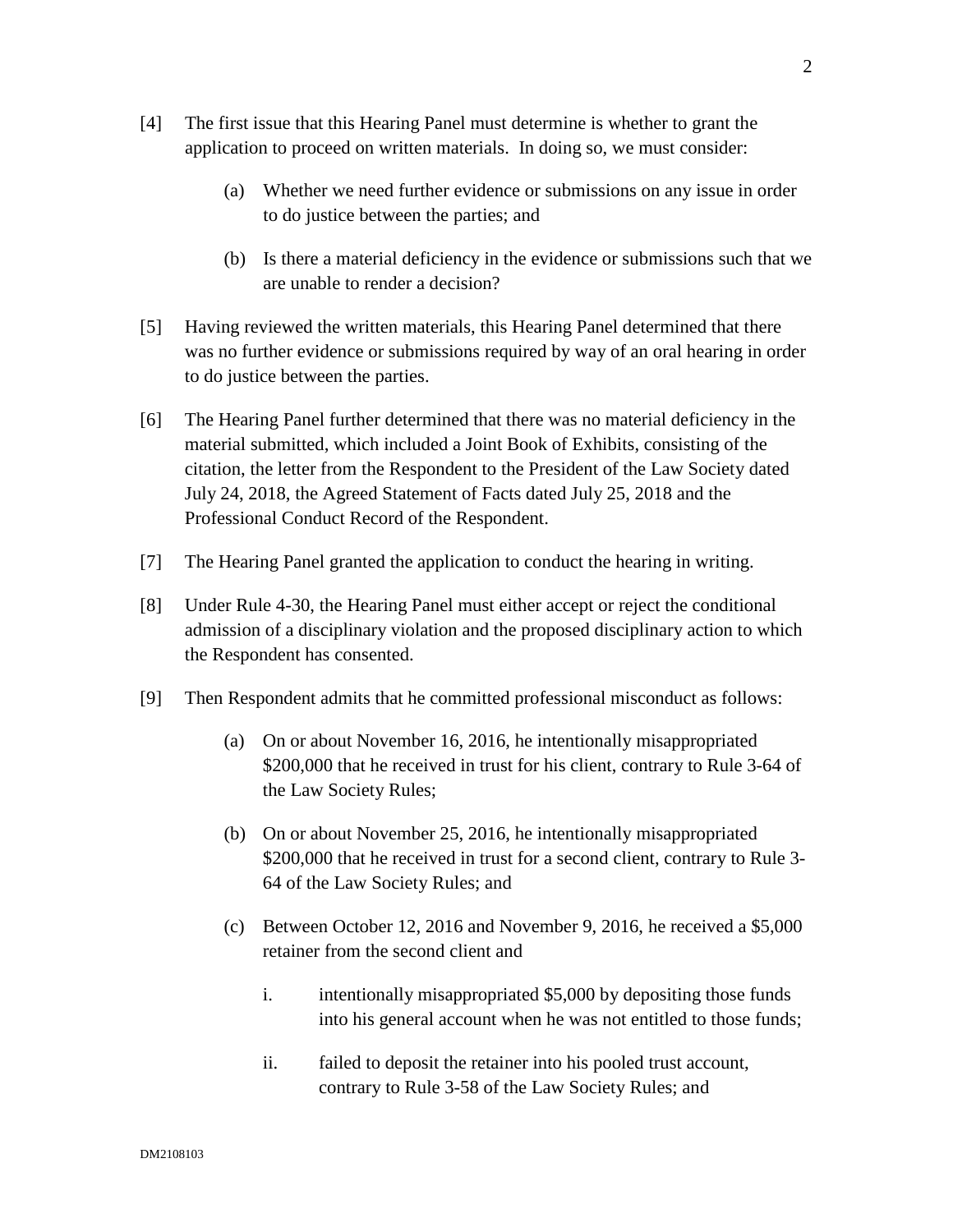[4] The first issue that this Hearing Panel must determine is whether to grant the application to proceed on written materials. In doing so, we must consider:

(a) Whether we need further evidence or submissions on any issue in order to do justice between the parties; and

(b) Is there a material deficiency in the evidence or submissions such that we are unable to render a decision?

[5] Having reviewed the written materials, this Hearing Panel determined that there was no further evidence or submissions required by way of an oral hearing in order to do justice between the parties.

[6] The Hearing Panel further determined that there was no material deficiency in the material submitted, which included a Joint Book of Exhibits, consisting of the citation, the letter from the Respondent to the President of the Law Society dated July 24, 2018, the Agreed Statement of Facts dated July 25, 2018 and the Professional Conduct Record of the Respondent.

[7] The Hearing Panel granted the application to conduct the hearing in writing.

[8] Under Rule 4-30, the Hearing Panel must either accept or reject the conditional admission of a disciplinary violation and the proposed disciplinary action to which the Respondent has consented.

[9] Then Respondent admits that he committed professional misconduct as follows:

(a) On or about November 16, 2016, he intentionally misappropriated $200,000 that he received in trust for his client, contrary to Rule 3-64 of the Law Society Rules;

(b) On or about November 25, 2016, he intentionally misappropriated $200,000 that he received in trust for a second client, contrary to Rule 3-64 of the Law Society Rules; and

(c) Between October 12, 2016 and November 9, 2016, he received a $5,000 retainer from the second client and

i. intentionally misappropriated $5,000 by depositing those funds into his general account when he was not entitled to those funds;

ii. failed to deposit the retainer into his pooled trust account, contrary to Rule 3-58 of the Law Society Rules; and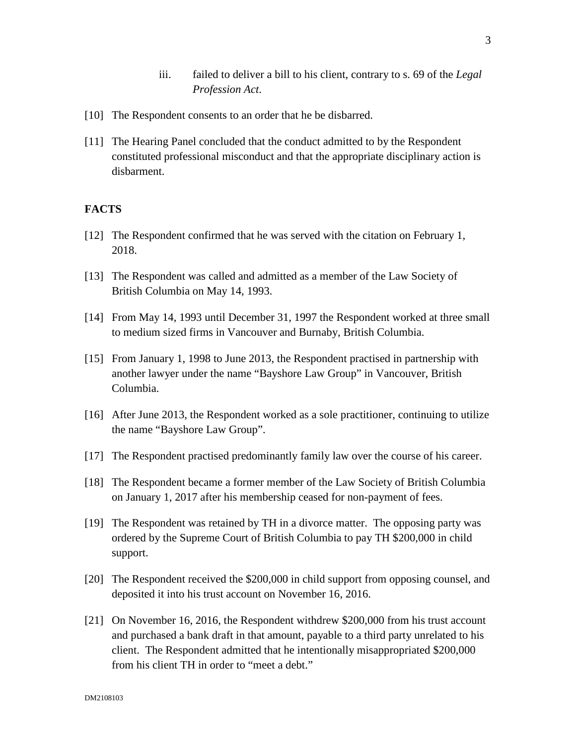iii. failed to deliver a bill to his client, contrary to s. 69 of the *Legal Profession Act*.

[10] The Respondent consents to an order that he be disbarred.

[11] The Hearing Panel concluded that the conduct admitted to by the Respondent constituted professional misconduct and that the appropriate disciplinary action is disbarment.

## FACTS

[12] The Respondent confirmed that he was served with the citation on February 1, 2018.

[13] The Respondent was called and admitted as a member of the Law Society of British Columbia on May 14, 1993.

[14] From May 14, 1993 until December 31, 1997 the Respondent worked at three small to medium sized firms in Vancouver and Burnaby, British Columbia.

[15] From January 1, 1998 to June 2013, the Respondent practised in partnership with another lawyer under the name "Bayshore Law Group" in Vancouver, British Columbia.

[16] After June 2013, the Respondent worked as a sole practitioner, continuing to utilize the name "Bayshore Law Group".

[17] The Respondent practised predominantly family law over the course of his career.

[18] The Respondent became a former member of the Law Society of British Columbia on January 1, 2017 after his membership ceased for non-payment of fees.

[19] The Respondent was retained by TH in a divorce matter. The opposing party was ordered by the Supreme Court of British Columbia to pay TH $200,000 in child support.

[20] The Respondent received the $200,000 in child support from opposing counsel, and deposited it into his trust account on November 16, 2016.

[21] On November 16, 2016, the Respondent withdrew $200,000 from his trust account and purchased a bank draft in that amount, payable to a third party unrelated to his client. The Respondent admitted that he intentionally misappropriated $200,000 from his client TH in order to "meet a debt."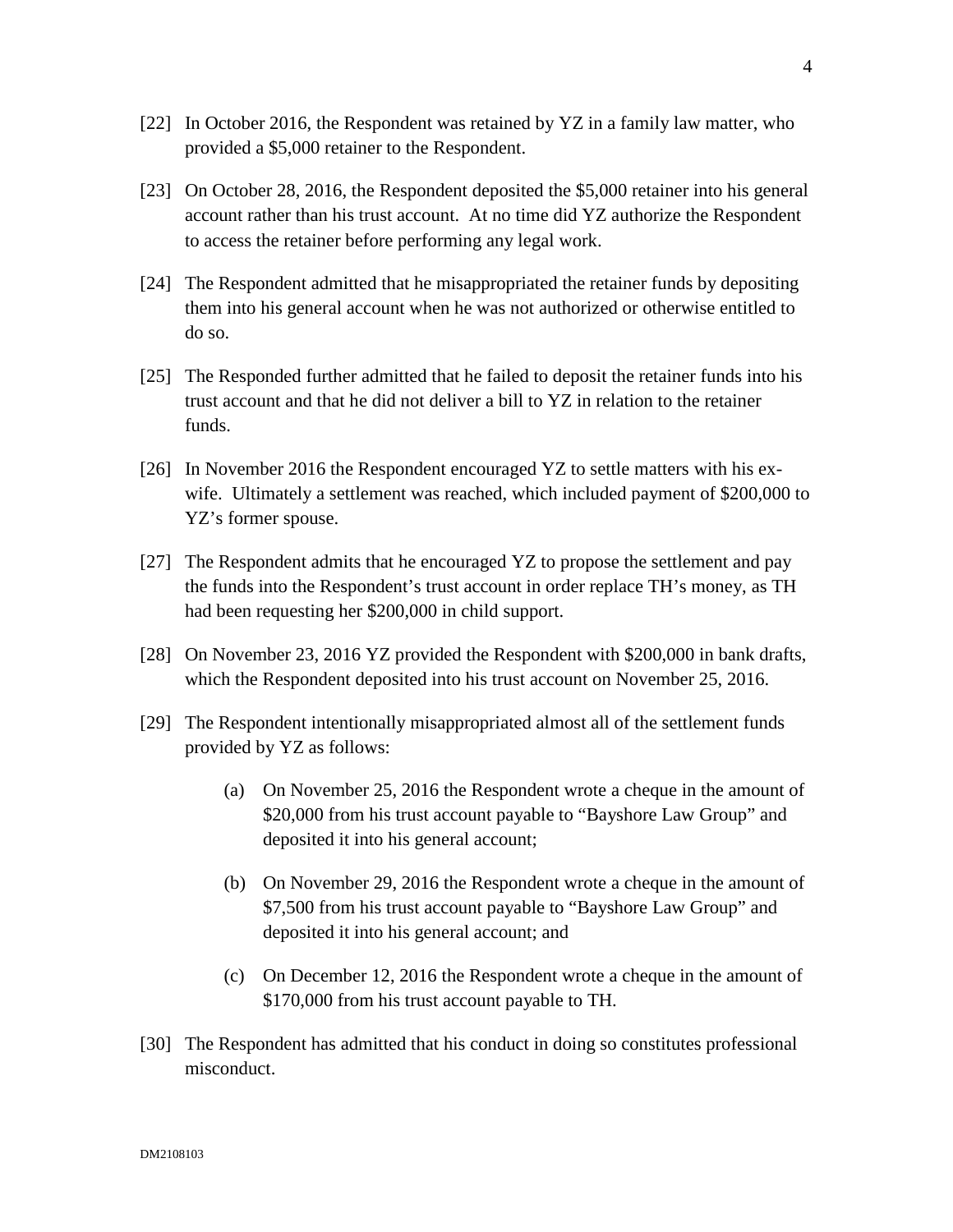[22] In October 2016, the Respondent was retained by YZ in a family law matter, who provided a $5,000 retainer to the Respondent.

[23] On October 28, 2016, the Respondent deposited the $5,000 retainer into his general account rather than his trust account. At no time did YZ authorize the Respondent to access the retainer before performing any legal work.

[24] The Respondent admitted that he misappropriated the retainer funds by depositing them into his general account when he was not authorized or otherwise entitled to do so.

[25] The Responded further admitted that he failed to deposit the retainer funds into his trust account and that he did not deliver a bill to YZ in relation to the retainer funds.

[26] In November 2016 the Respondent encouraged YZ to settle matters with his ex-wife. Ultimately a settlement was reached, which included payment of $200,000 to YZ's former spouse.

[27] The Respondent admits that he encouraged YZ to propose the settlement and pay the funds into the Respondent's trust account in order replace TH's money, as TH had been requesting her $200,000 in child support.

[28] On November 23, 2016 YZ provided the Respondent with $200,000 in bank drafts, which the Respondent deposited into his trust account on November 25, 2016.

[29] The Respondent intentionally misappropriated almost all of the settlement funds provided by YZ as follows:

> (a) On November 25, 2016 the Respondent wrote a cheque in the amount of $20,000 from his trust account payable to "Bayshore Law Group" and deposited it into his general account;
>
> (b) On November 29, 2016 the Respondent wrote a cheque in the amount of $7,500 from his trust account payable to "Bayshore Law Group" and deposited it into his general account; and
>
> (c) On December 12, 2016 the Respondent wrote a cheque in the amount of $170,000 from his trust account payable to TH.

[30] The Respondent has admitted that his conduct in doing so constitutes professional misconduct.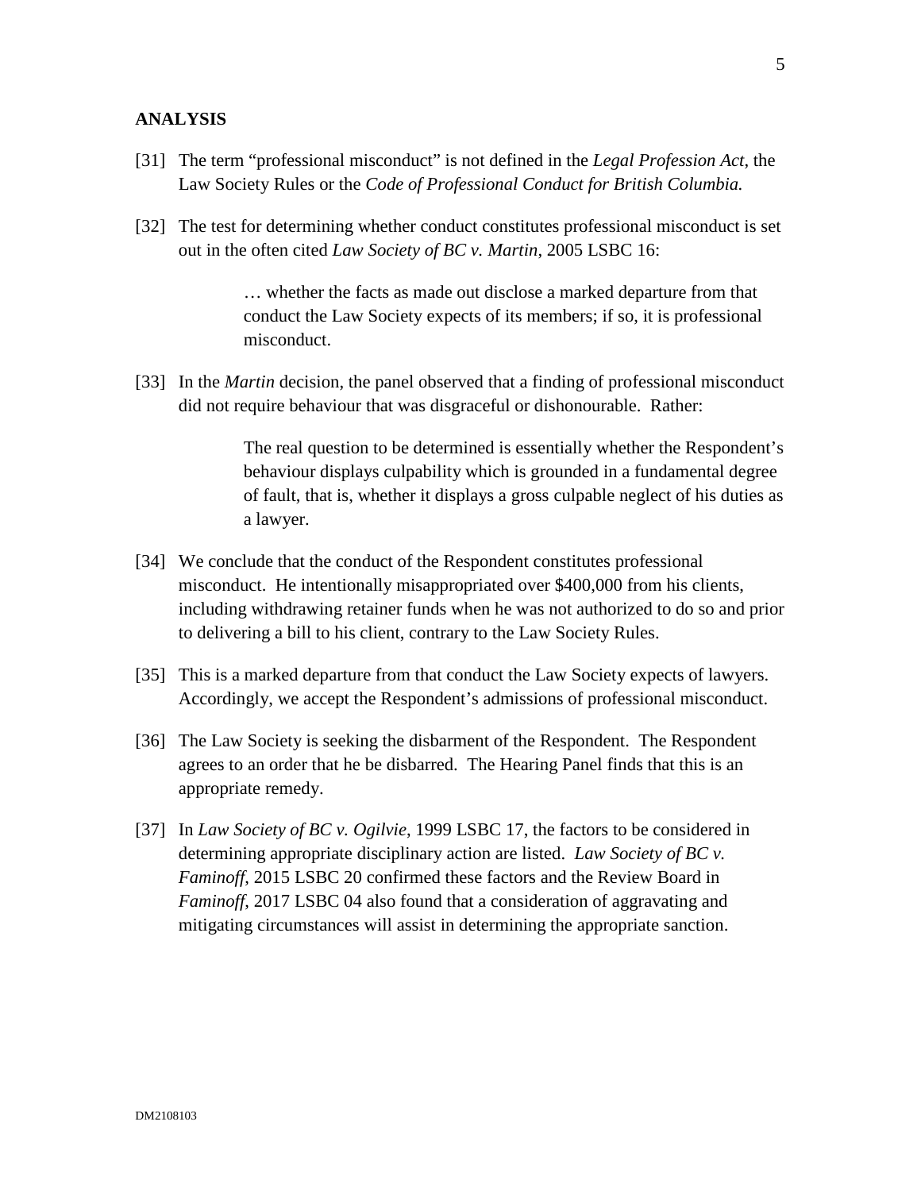## ANALYSIS

[31] The term "professional misconduct" is not defined in the *Legal Profession Act*, the Law Society Rules or the *Code of Professional Conduct for British Columbia.*

[32] The test for determining whether conduct constitutes professional misconduct is set out in the often cited *Law Society of BC v. Martin,* 2005 LSBC 16:

> … whether the facts as made out disclose a marked departure from that conduct the Law Society expects of its members; if so, it is professional misconduct.

[33] In the *Martin* decision, the panel observed that a finding of professional misconduct did not require behaviour that was disgraceful or dishonourable. Rather:

> The real question to be determined is essentially whether the Respondent's behaviour displays culpability which is grounded in a fundamental degree of fault, that is, whether it displays a gross culpable neglect of his duties as a lawyer.

[34] We conclude that the conduct of the Respondent constitutes professional misconduct. He intentionally misappropriated over $400,000 from his clients, including withdrawing retainer funds when he was not authorized to do so and prior to delivering a bill to his client, contrary to the Law Society Rules.

[35] This is a marked departure from that conduct the Law Society expects of lawyers. Accordingly, we accept the Respondent's admissions of professional misconduct.

[36] The Law Society is seeking the disbarment of the Respondent. The Respondent agrees to an order that he be disbarred. The Hearing Panel finds that this is an appropriate remedy.

[37] In *Law Society of BC v. Ogilvie*, 1999 LSBC 17, the factors to be considered in determining appropriate disciplinary action are listed. *Law Society of BC v. Faminoff*, 2015 LSBC 20 confirmed these factors and the Review Board in *Faminoff*, 2017 LSBC 04 also found that a consideration of aggravating and mitigating circumstances will assist in determining the appropriate sanction.

DM2108103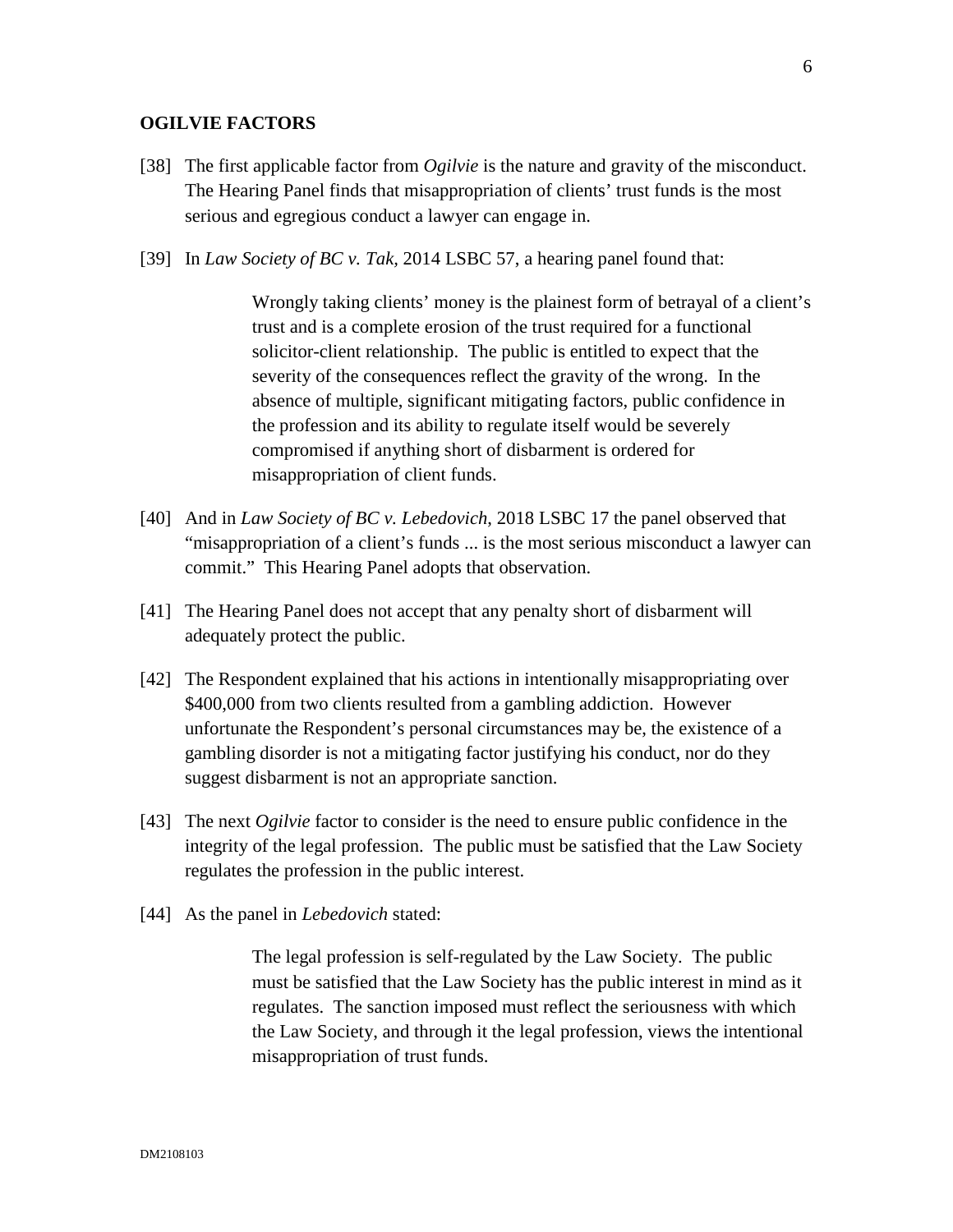## OGILVIE FACTORS

[38] The first applicable factor from *Ogilvie* is the nature and gravity of the misconduct. The Hearing Panel finds that misappropriation of clients' trust funds is the most serious and egregious conduct a lawyer can engage in.

[39] In *Law Society of BC v. Tak,* 2014 LSBC 57, a hearing panel found that:

> Wrongly taking clients' money is the plainest form of betrayal of a client's trust and is a complete erosion of the trust required for a functional solicitor-client relationship. The public is entitled to expect that the severity of the consequences reflect the gravity of the wrong. In the absence of multiple, significant mitigating factors, public confidence in the profession and its ability to regulate itself would be severely compromised if anything short of disbarment is ordered for misappropriation of client funds.

[40] And in *Law Society of BC v. Lebedovich*, 2018 LSBC 17 the panel observed that "misappropriation of a client's funds ... is the most serious misconduct a lawyer can commit." This Hearing Panel adopts that observation.

[41] The Hearing Panel does not accept that any penalty short of disbarment will adequately protect the public.

[42] The Respondent explained that his actions in intentionally misappropriating over $400,000 from two clients resulted from a gambling addiction. However unfortunate the Respondent's personal circumstances may be, the existence of a gambling disorder is not a mitigating factor justifying his conduct, nor do they suggest disbarment is not an appropriate sanction.

[43] The next *Ogilvie* factor to consider is the need to ensure public confidence in the integrity of the legal profession. The public must be satisfied that the Law Society regulates the profession in the public interest.

[44] As the panel in *Lebedovich* stated:

> The legal profession is self-regulated by the Law Society. The public must be satisfied that the Law Society has the public interest in mind as it regulates. The sanction imposed must reflect the seriousness with which the Law Society, and through it the legal profession, views the intentional misappropriation of trust funds.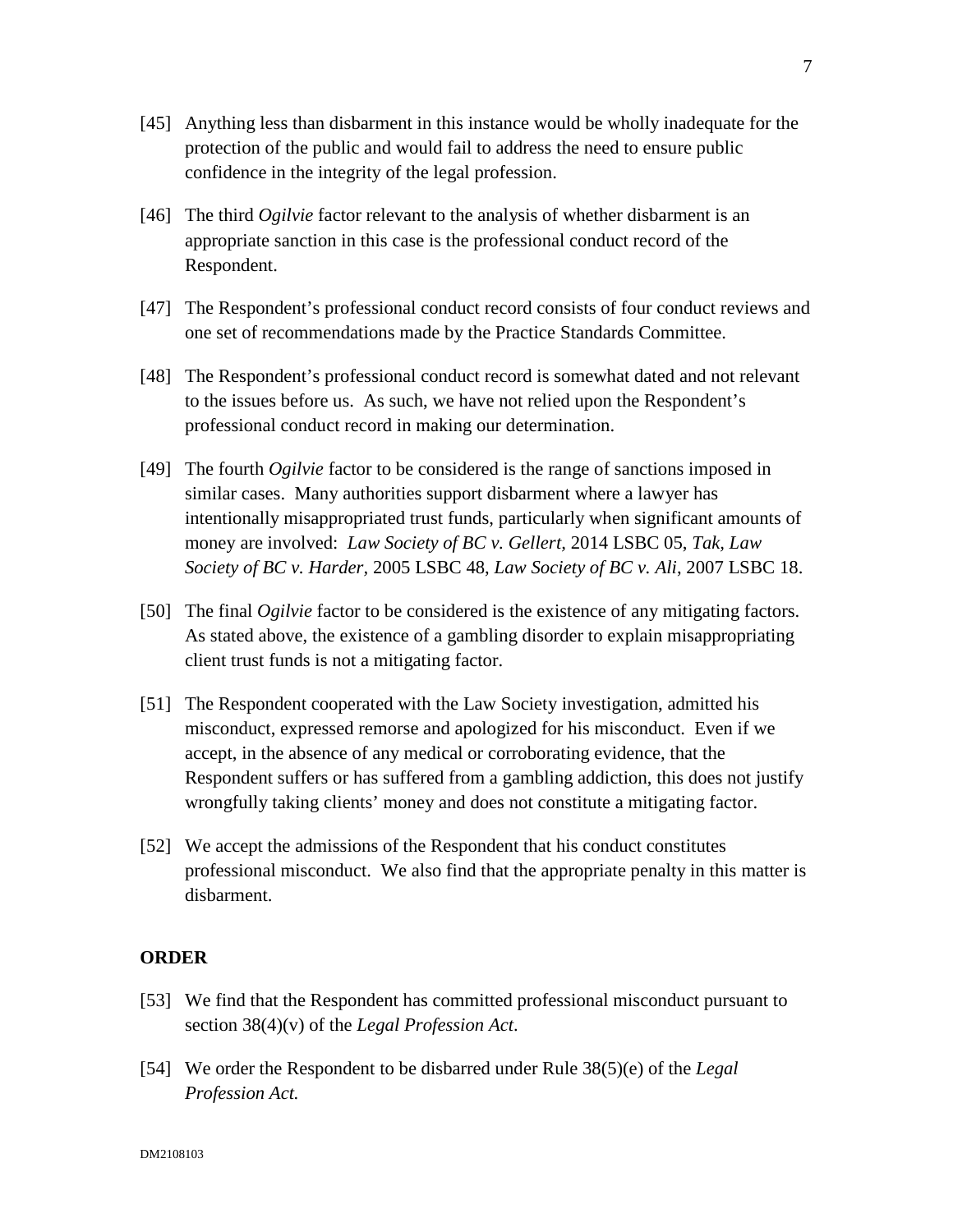[45] Anything less than disbarment in this instance would be wholly inadequate for the protection of the public and would fail to address the need to ensure public confidence in the integrity of the legal profession.

[46] The third *Ogilvie* factor relevant to the analysis of whether disbarment is an appropriate sanction in this case is the professional conduct record of the Respondent.

[47] The Respondent's professional conduct record consists of four conduct reviews and one set of recommendations made by the Practice Standards Committee.

[48] The Respondent's professional conduct record is somewhat dated and not relevant to the issues before us. As such, we have not relied upon the Respondent's professional conduct record in making our determination.

[49] The fourth *Ogilvie* factor to be considered is the range of sanctions imposed in similar cases. Many authorities support disbarment where a lawyer has intentionally misappropriated trust funds, particularly when significant amounts of money are involved: *Law Society of BC v. Gellert*, 2014 LSBC 05, *Tak, Law Society of BC v. Harder*, 2005 LSBC 48, *Law Society of BC v. Ali*, 2007 LSBC 18.

[50] The final *Ogilvie* factor to be considered is the existence of any mitigating factors. As stated above, the existence of a gambling disorder to explain misappropriating client trust funds is not a mitigating factor.

[51] The Respondent cooperated with the Law Society investigation, admitted his misconduct, expressed remorse and apologized for his misconduct. Even if we accept, in the absence of any medical or corroborating evidence, that the Respondent suffers or has suffered from a gambling addiction, this does not justify wrongfully taking clients' money and does not constitute a mitigating factor.

[52] We accept the admissions of the Respondent that his conduct constitutes professional misconduct. We also find that the appropriate penalty in this matter is disbarment.

## ORDER

[53] We find that the Respondent has committed professional misconduct pursuant to section 38(4)(v) of the *Legal Profession Act*.

[54] We order the Respondent to be disbarred under Rule 38(5)(e) of the *Legal Profession Act.*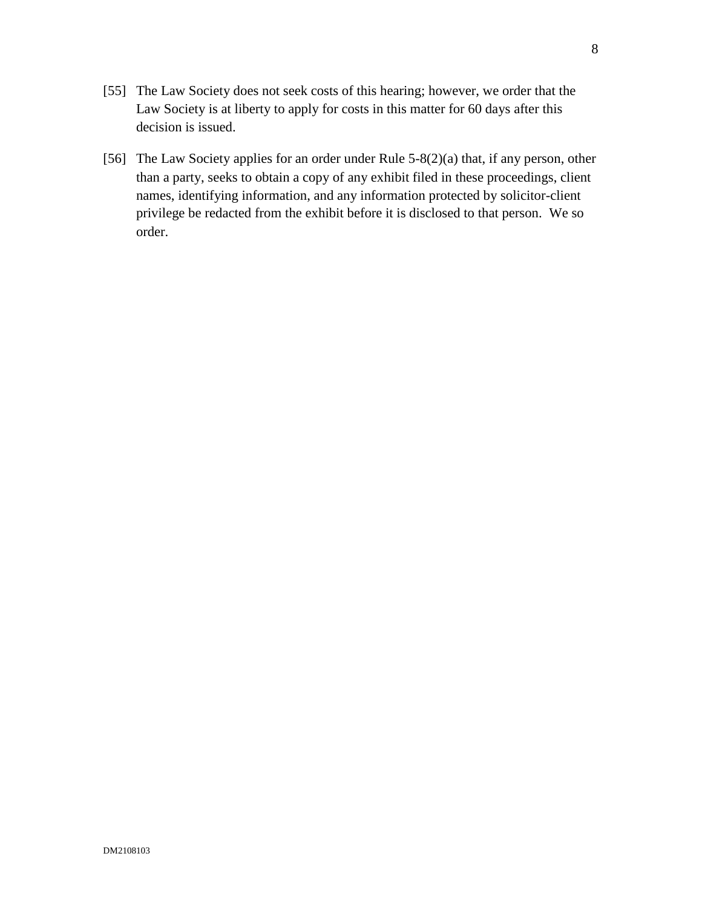[55] The Law Society does not seek costs of this hearing; however, we order that the Law Society is at liberty to apply for costs in this matter for 60 days after this decision is issued.

[56] The Law Society applies for an order under Rule 5-8(2)(a) that, if any person, other than a party, seeks to obtain a copy of any exhibit filed in these proceedings, client names, identifying information, and any information protected by solicitor-client privilege be redacted from the exhibit before it is disclosed to that person. We so order.

DM2108103